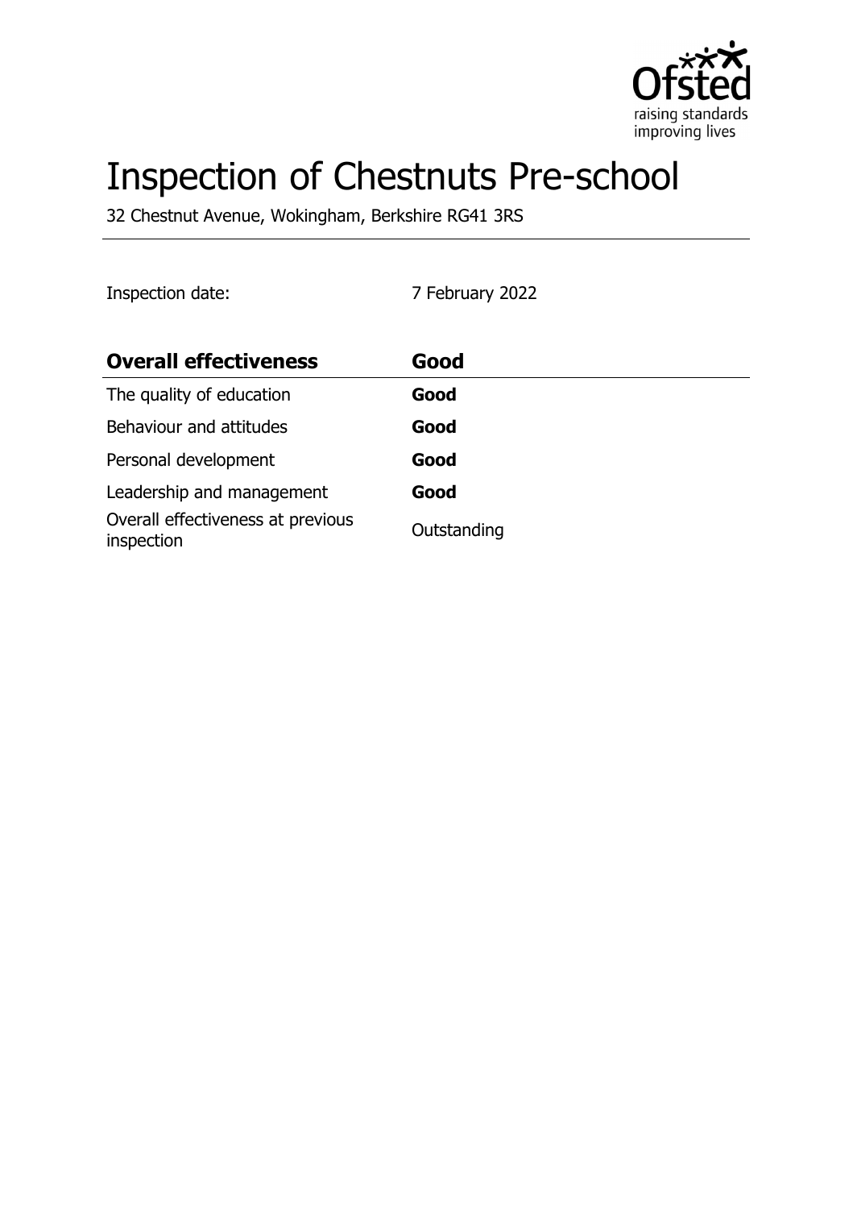# Inspection of Chestnuts Pre-school

32 Chestnut Avenue, Wokingham, Berkshire RG41 3RS

Inspection date: 7 February 2022

| **Overall effectiveness** | **Good** |
|---|---|
| The quality of education | **Good** |
| Behaviour and attitudes | **Good** |
| Personal development | **Good** |
| Leadership and management | **Good** |
| Overall effectiveness at previous inspection | Outstanding |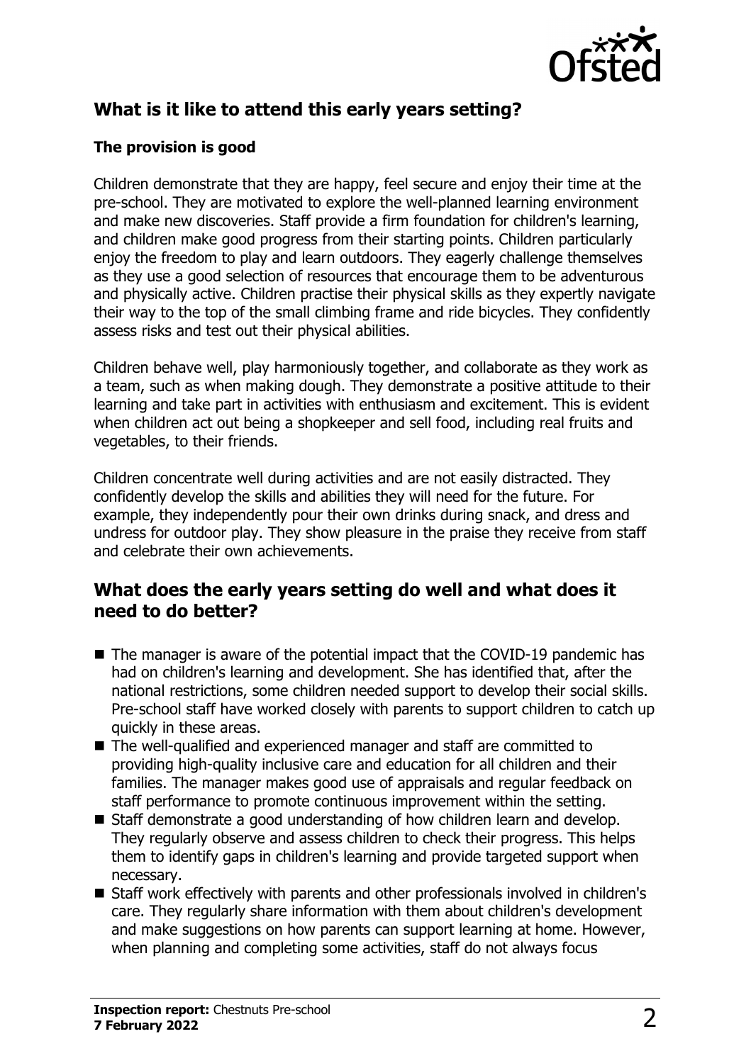## What is it like to attend this early years setting?

### The provision is good

Children demonstrate that they are happy, feel secure and enjoy their time at the pre-school. They are motivated to explore the well-planned learning environment and make new discoveries. Staff provide a firm foundation for children's learning, and children make good progress from their starting points. Children particularly enjoy the freedom to play and learn outdoors. They eagerly challenge themselves as they use a good selection of resources that encourage them to be adventurous and physically active. Children practise their physical skills as they expertly navigate their way to the top of the small climbing frame and ride bicycles. They confidently assess risks and test out their physical abilities.

Children behave well, play harmoniously together, and collaborate as they work as a team, such as when making dough. They demonstrate a positive attitude to their learning and take part in activities with enthusiasm and excitement. This is evident when children act out being a shopkeeper and sell food, including real fruits and vegetables, to their friends.

Children concentrate well during activities and are not easily distracted. They confidently develop the skills and abilities they will need for the future. For example, they independently pour their own drinks during snack, and dress and undress for outdoor play. They show pleasure in the praise they receive from staff and celebrate their own achievements.

## What does the early years setting do well and what does it need to do better?

- The manager is aware of the potential impact that the COVID-19 pandemic has had on children's learning and development. She has identified that, after the national restrictions, some children needed support to develop their social skills. Pre-school staff have worked closely with parents to support children to catch up quickly in these areas.
- The well-qualified and experienced manager and staff are committed to providing high-quality inclusive care and education for all children and their families. The manager makes good use of appraisals and regular feedback on staff performance to promote continuous improvement within the setting.
- Staff demonstrate a good understanding of how children learn and develop. They regularly observe and assess children to check their progress. This helps them to identify gaps in children's learning and provide targeted support when necessary.
- Staff work effectively with parents and other professionals involved in children's care. They regularly share information with them about children's development and make suggestions on how parents can support learning at home. However, when planning and completing some activities, staff do not always focus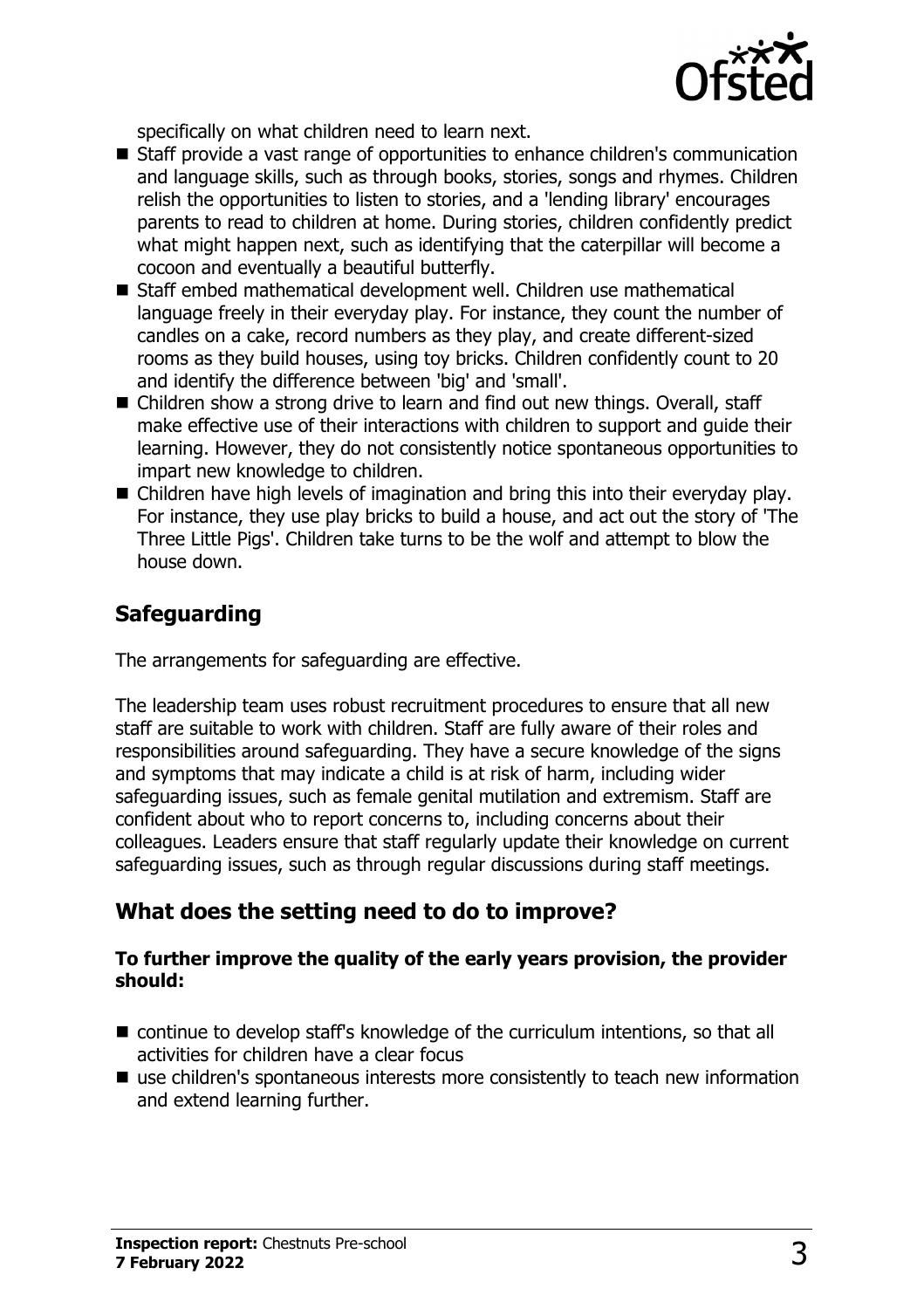specifically on what children need to learn next.

- Staff provide a vast range of opportunities to enhance children's communication and language skills, such as through books, stories, songs and rhymes. Children relish the opportunities to listen to stories, and a 'lending library' encourages parents to read to children at home. During stories, children confidently predict what might happen next, such as identifying that the caterpillar will become a cocoon and eventually a beautiful butterfly.
- Staff embed mathematical development well. Children use mathematical language freely in their everyday play. For instance, they count the number of candles on a cake, record numbers as they play, and create different-sized rooms as they build houses, using toy bricks. Children confidently count to 20 and identify the difference between 'big' and 'small'.
- Children show a strong drive to learn and find out new things. Overall, staff make effective use of their interactions with children to support and guide their learning. However, they do not consistently notice spontaneous opportunities to impart new knowledge to children.
- Children have high levels of imagination and bring this into their everyday play. For instance, they use play bricks to build a house, and act out the story of 'The Three Little Pigs'. Children take turns to be the wolf and attempt to blow the house down.

## Safeguarding

The arrangements for safeguarding are effective.

The leadership team uses robust recruitment procedures to ensure that all new staff are suitable to work with children. Staff are fully aware of their roles and responsibilities around safeguarding. They have a secure knowledge of the signs and symptoms that may indicate a child is at risk of harm, including wider safeguarding issues, such as female genital mutilation and extremism. Staff are confident about who to report concerns to, including concerns about their colleagues. Leaders ensure that staff regularly update their knowledge on current safeguarding issues, such as through regular discussions during staff meetings.

## What does the setting need to do to improve?

**To further improve the quality of the early years provision, the provider should:**

- continue to develop staff's knowledge of the curriculum intentions, so that all activities for children have a clear focus
- use children's spontaneous interests more consistently to teach new information and extend learning further.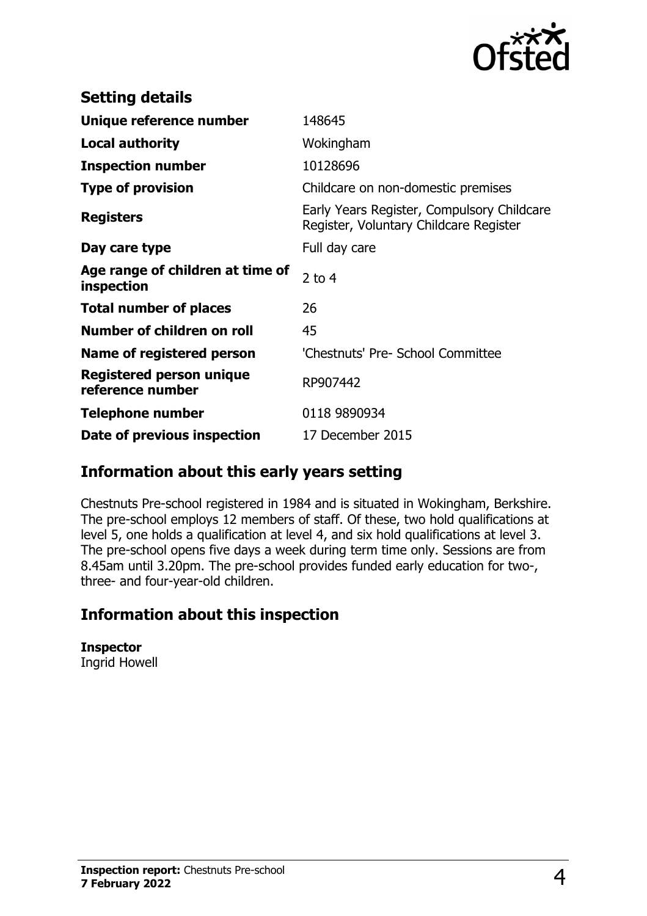## Setting details

| | |
|---|---|
| **Unique reference number** | 148645 |
| **Local authority** | Wokingham |
| **Inspection number** | 10128696 |
| **Type of provision** | Childcare on non-domestic premises |
| **Registers** | Early Years Register, Compulsory Childcare Register, Voluntary Childcare Register |
| **Day care type** | Full day care |
| **Age range of children at time of inspection** | 2 to 4 |
| **Total number of places** | 26 |
| **Number of children on roll** | 45 |
| **Name of registered person** | 'Chestnuts' Pre- School Committee |
| **Registered person unique reference number** | RP907442 |
| **Telephone number** | 0118 9890934 |
| **Date of previous inspection** | 17 December 2015 |

## Information about this early years setting

Chestnuts Pre-school registered in 1984 and is situated in Wokingham, Berkshire. The pre-school employs 12 members of staff. Of these, two hold qualifications at level 5, one holds a qualification at level 4, and six hold qualifications at level 3. The pre-school opens five days a week during term time only. Sessions are from 8.45am until 3.20pm. The pre-school provides funded early education for two-, three- and four-year-old children.

## Information about this inspection

**Inspector**
Ingrid Howell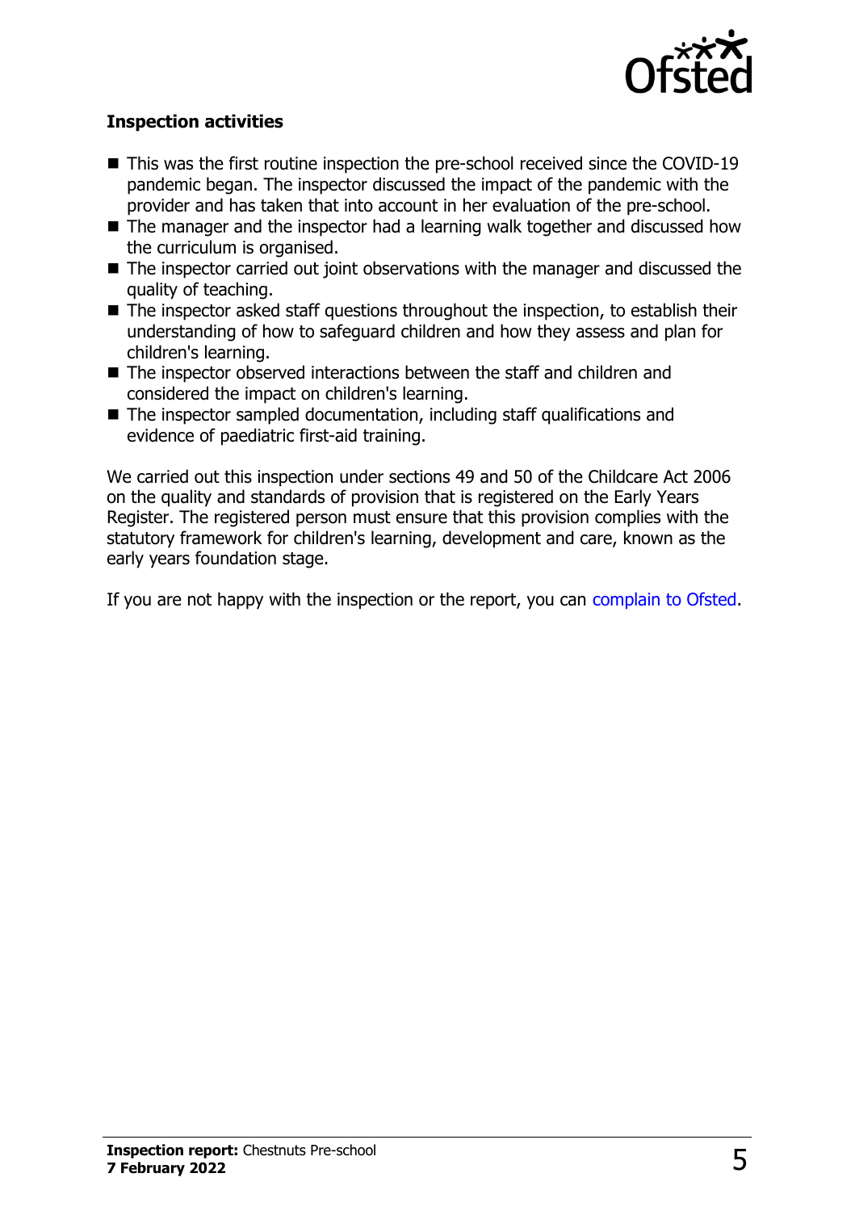**Inspection activities**

- This was the first routine inspection the pre-school received since the COVID-19 pandemic began. The inspector discussed the impact of the pandemic with the provider and has taken that into account in her evaluation of the pre-school.
- The manager and the inspector had a learning walk together and discussed how the curriculum is organised.
- The inspector carried out joint observations with the manager and discussed the quality of teaching.
- The inspector asked staff questions throughout the inspection, to establish their understanding of how to safeguard children and how they assess and plan for children's learning.
- The inspector observed interactions between the staff and children and considered the impact on children's learning.
- The inspector sampled documentation, including staff qualifications and evidence of paediatric first-aid training.

We carried out this inspection under sections 49 and 50 of the Childcare Act 2006 on the quality and standards of provision that is registered on the Early Years Register. The registered person must ensure that this provision complies with the statutory framework for children's learning, development and care, known as the early years foundation stage.

If you are not happy with the inspection or the report, you can complain to Ofsted.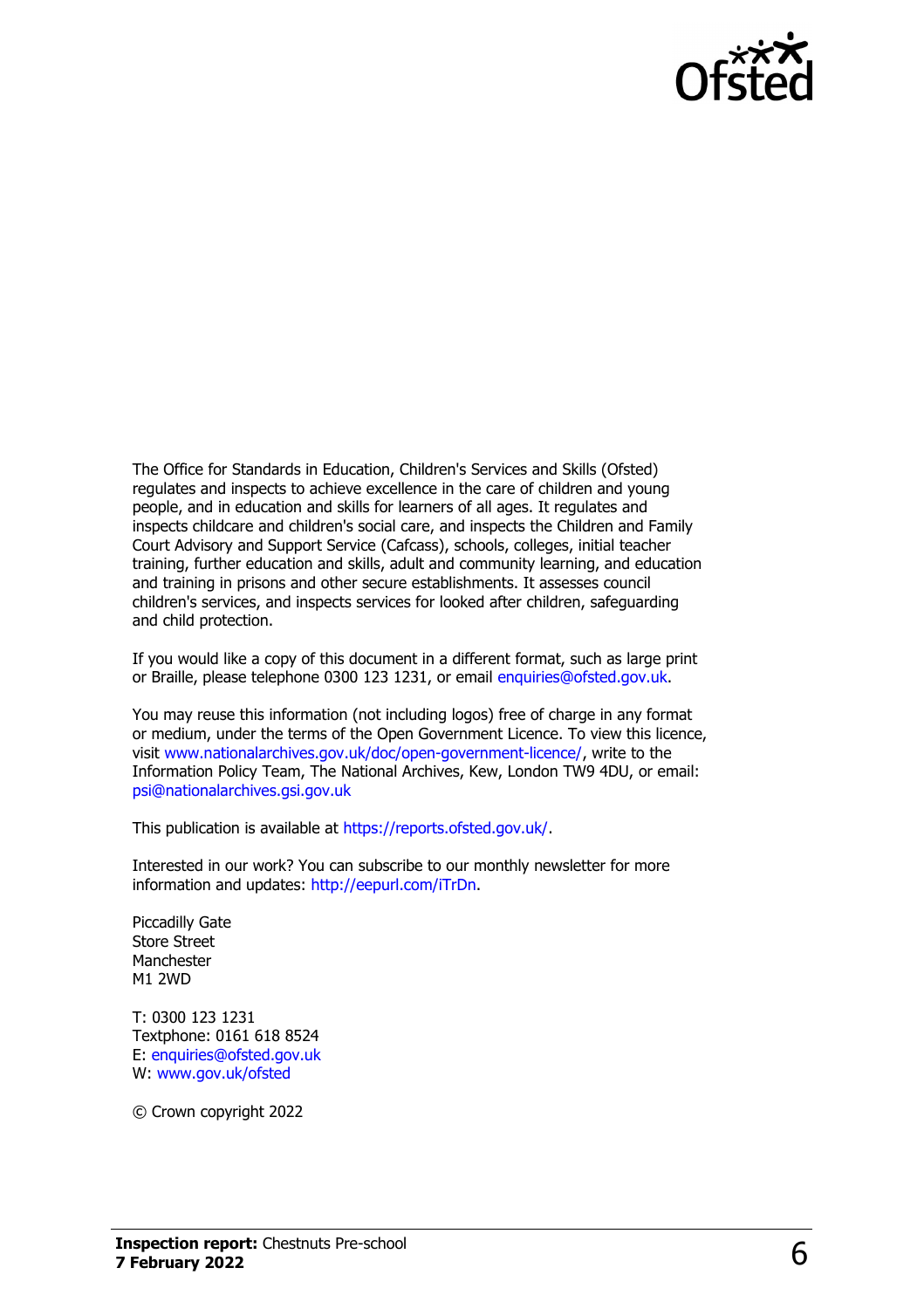The Office for Standards in Education, Children's Services and Skills (Ofsted) regulates and inspects to achieve excellence in the care of children and young people, and in education and skills for learners of all ages. It regulates and inspects childcare and children's social care, and inspects the Children and Family Court Advisory and Support Service (Cafcass), schools, colleges, initial teacher training, further education and skills, adult and community learning, and education and training in prisons and other secure establishments. It assesses council children's services, and inspects services for looked after children, safeguarding and child protection.

If you would like a copy of this document in a different format, such as large print or Braille, please telephone 0300 123 1231, or email enquiries@ofsted.gov.uk.

You may reuse this information (not including logos) free of charge in any format or medium, under the terms of the Open Government Licence. To view this licence, visit www.nationalarchives.gov.uk/doc/open-government-licence/, write to the Information Policy Team, The National Archives, Kew, London TW9 4DU, or email: psi@nationalarchives.gsi.gov.uk

This publication is available at https://reports.ofsted.gov.uk/.

Interested in our work? You can subscribe to our monthly newsletter for more information and updates: http://eepurl.com/iTrDn.

Piccadilly Gate
Store Street
Manchester
M1 2WD

T: 0300 123 1231
Textphone: 0161 618 8524
E: enquiries@ofsted.gov.uk
W: www.gov.uk/ofsted

© Crown copyright 2022